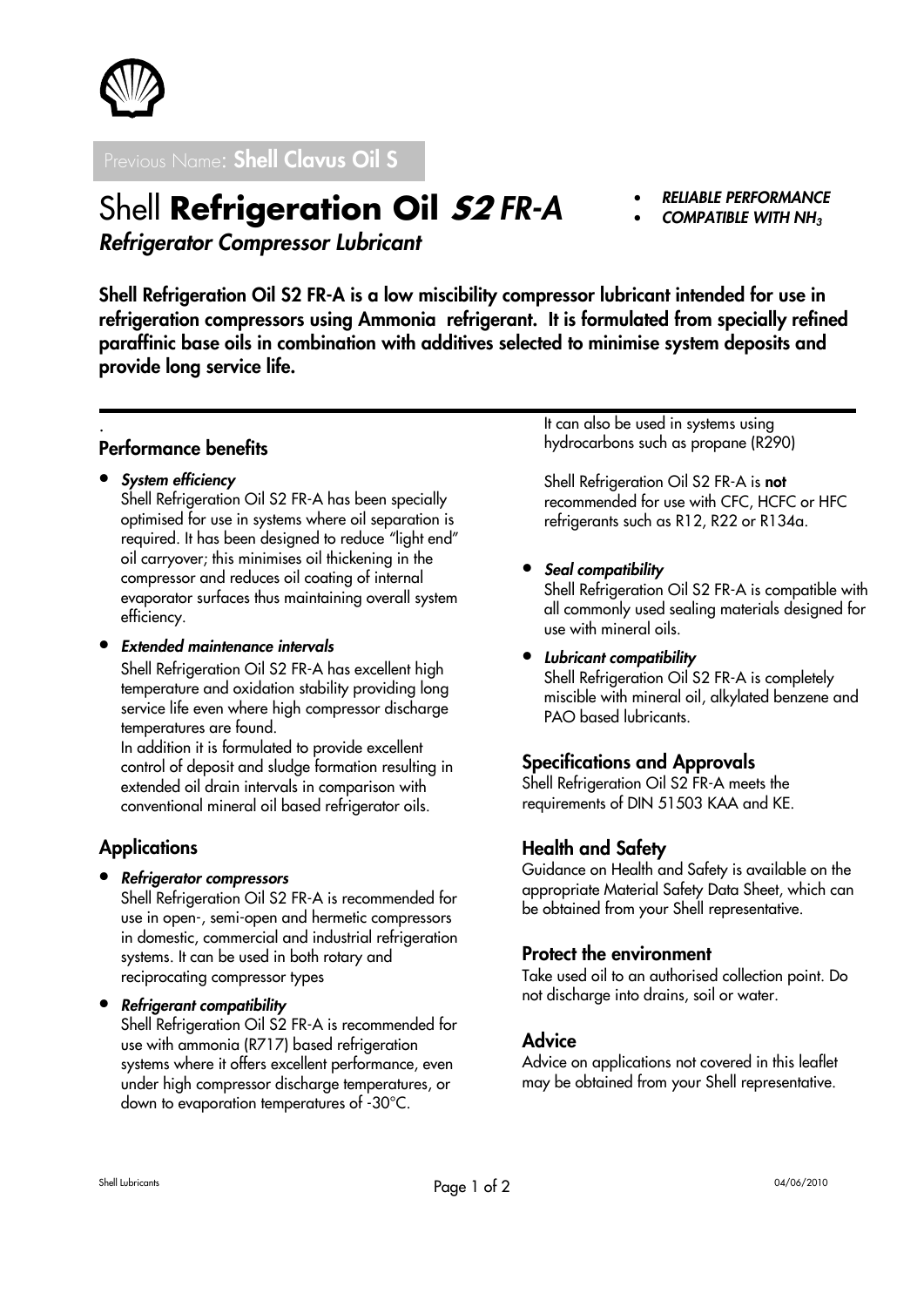Previous Name: **Shell Clavus Oil S**

# Shell **Refrigeration Oil *S2* FR-A**

***Refrigerator Compressor Lubricant***

- ***RELIABLE PERFORMANCE***
- ***COMPATIBLE WITH $NH_3$***

**Shell Refrigeration Oil S2 FR-A is a low miscibility compressor lubricant intended for use in refrigeration compressors using Ammonia refrigerant. It is formulated from specially refined paraffinic base oils in combination with additives selected to minimise system deposits and provide long service life.**

.

## Performance benefits

- ***System efficiency***
  Shell Refrigeration Oil S2 FR-A has been specially optimised for use in systems where oil separation is required. It has been designed to reduce "light end" oil carryover; this minimises oil thickening in the compressor and reduces oil coating of internal evaporator surfaces thus maintaining overall system efficiency.
- ***Extended maintenance intervals***
  Shell Refrigeration Oil S2 FR-A has excellent high temperature and oxidation stability providing long service life even where high compressor discharge temperatures are found.
  In addition it is formulated to provide excellent control of deposit and sludge formation resulting in extended oil drain intervals in comparison with conventional mineral oil based refrigerator oils.

## Applications

- ***Refrigerator compressors***
  Shell Refrigeration Oil S2 FR-A is recommended for use in open-, semi-open and hermetic compressors in domestic, commercial and industrial refrigeration systems. It can be used in both rotary and reciprocating compressor types
- ***Refrigerant compatibility***
  Shell Refrigeration Oil S2 FR-A is recommended for use with ammonia (R717) based refrigeration systems where it offers excellent performance, even under high compressor discharge temperatures, or down to evaporation temperatures of -30°C.
  It can also be used in systems using hydrocarbons such as propane (R290)

  Shell Refrigeration Oil S2 FR-A is **not** recommended for use with CFC, HCFC or HFC refrigerants such as R12, R22 or R134a.
- ***Seal compatibility***
  Shell Refrigeration Oil S2 FR-A is compatible with all commonly used sealing materials designed for use with mineral oils.
- ***Lubricant compatibility***
  Shell Refrigeration Oil S2 FR-A is completely miscible with mineral oil, alkylated benzene and PAO based lubricants.

## Specifications and Approvals

Shell Refrigeration Oil S2 FR-A meets the requirements of DIN 51503 KAA and KE.

## Health and Safety

Guidance on Health and Safety is available on the appropriate Material Safety Data Sheet, which can be obtained from your Shell representative.

## Protect the environment

Take used oil to an authorised collection point. Do not discharge into drains, soil or water.

## Advice

Advice on applications not covered in this leaflet may be obtained from your Shell representative.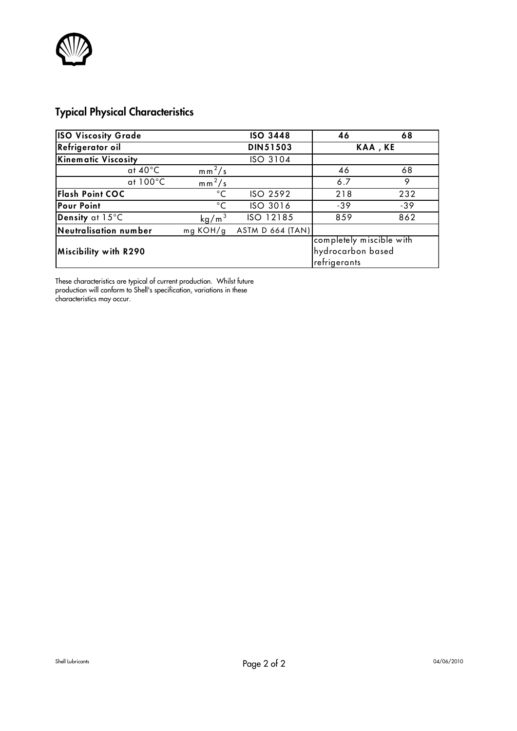## Typical Physical Characteristics

| ISO Viscosity Grade | | ISO 3448 | 46 | 68 |
|---|---|---|---|---|
| Refrigerator oil | | DIN51503 | KAA , KE | |
| Kinematic Viscosity | | ISO 3104 | | |
| at 40°C | $mm^2/s$ | | 46 | 68 |
| at 100°C | $mm^2/s$ | | 6.7 | 9 |
| Flash Point COC | °C | ISO 2592 | 218 | 232 |
| Pour Point | °C | ISO 3016 | -39 | -39 |
| Density at 15°C | $kg/m^3$ | ISO 12185 | 859 | 862 |
| Neutralisation number | mg KOH/g | ASTM D 664 (TAN) | | |
| Miscibility with R290 | | | completely miscible with hydrocarbon based refrigerants | |

These characteristics are typical of current production. Whilst future production will conform to Shell's specification, variations in these characteristics may occur.